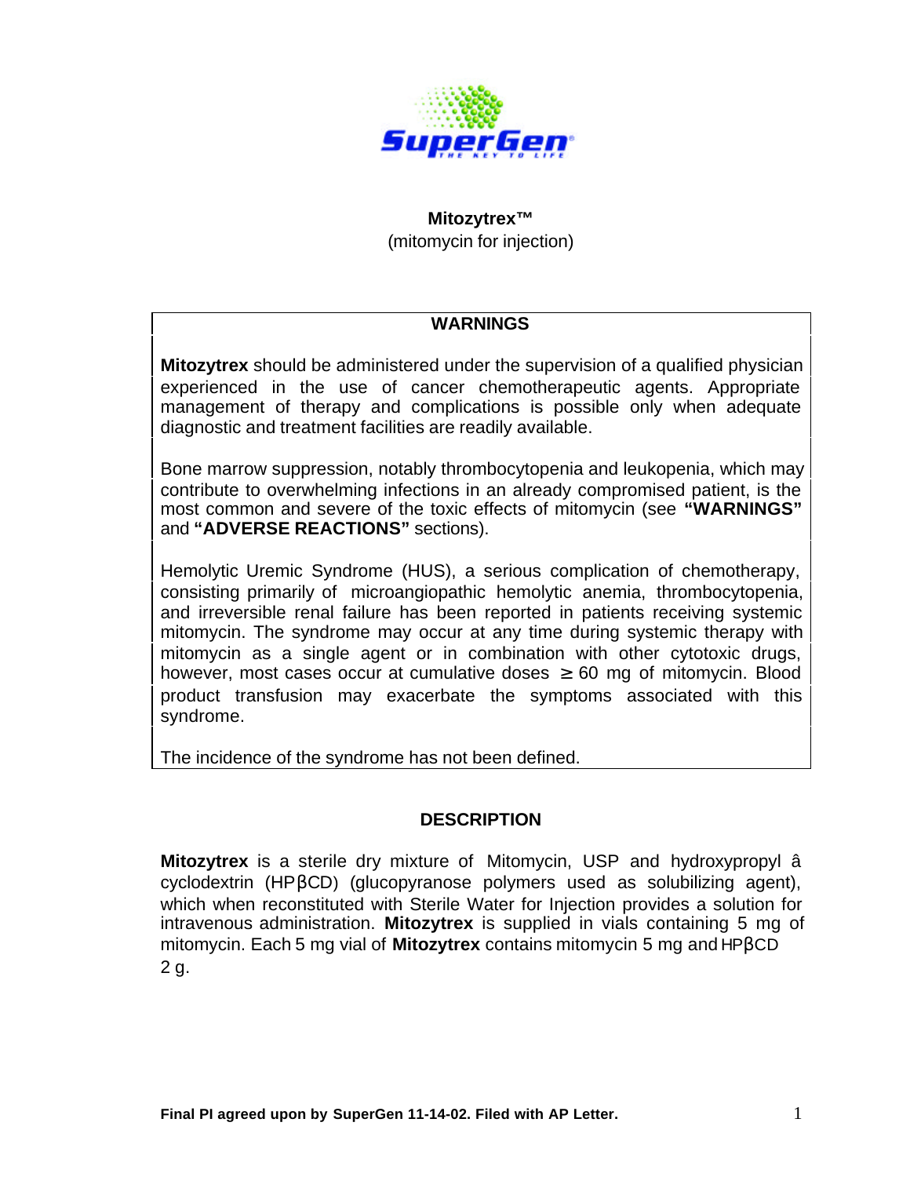SuperGen

THE KEY TO LIFE

**Mitozytrex™**
(mitomycin for injection)

## WARNINGS

**Mitozytrex** should be administered under the supervision of a qualified physician experienced in the use of cancer chemotherapeutic agents. Appropriate management of therapy and complications is possible only when adequate diagnostic and treatment facilities are readily available.

Bone marrow suppression, notably thrombocytopenia and leukopenia, which may contribute to overwhelming infections in an already compromised patient, is the most common and severe of the toxic effects of mitomycin (see **"WARNINGS"** and **"ADVERSE REACTIONS"** sections).

Hemolytic Uremic Syndrome (HUS), a serious complication of chemotherapy, consisting primarily of microangiopathic hemolytic anemia, thrombocytopenia, and irreversible renal failure has been reported in patients receiving systemic mitomycin. The syndrome may occur at any time during systemic therapy with mitomycin as a single agent or in combination with other cytotoxic drugs, however, most cases occur at cumulative doses ≥ 60 mg of mitomycin. Blood product transfusion may exacerbate the symptoms associated with this syndrome.

The incidence of the syndrome has not been defined.

## DESCRIPTION

**Mitozytrex** is a sterile dry mixture of Mitomycin, USP and hydroxypropyl â cyclodextrin (HPβCD) (glucopyranose polymers used as solubilizing agent), which when reconstituted with Sterile Water for Injection provides a solution for intravenous administration. **Mitozytrex** is supplied in vials containing 5 mg of mitomycin. Each 5 mg vial of **Mitozytrex** contains mitomycin 5 mg and HPβCD 2 g.

**Final PI agreed upon by SuperGen 11-14-02. Filed with AP Letter.**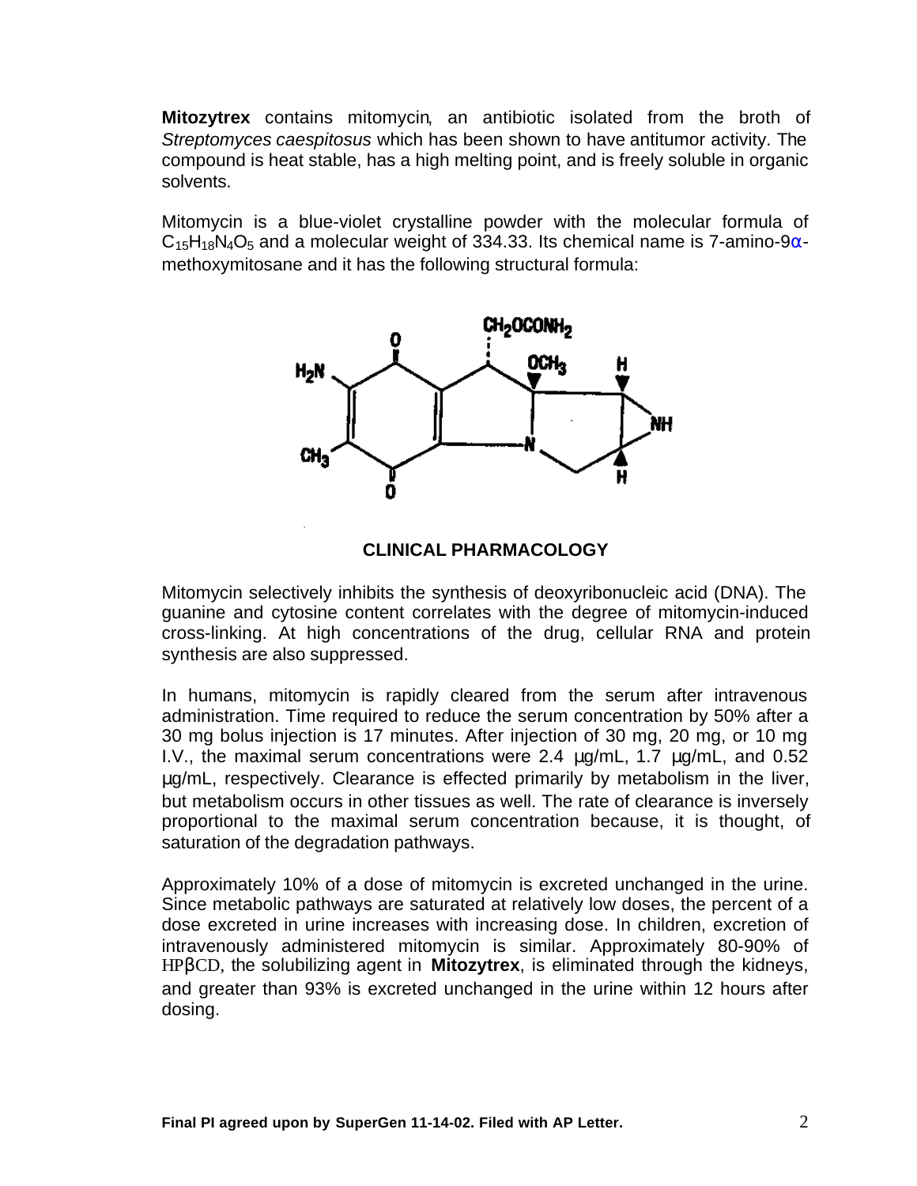**Mitozytrex** contains mitomycin, an antibiotic isolated from the broth of *Streptomyces caespitosus* which has been shown to have antitumor activity. The compound is heat stable, has a high melting point, and is freely soluble in organic solvents.

Mitomycin is a blue-violet crystalline powder with the molecular formula of $C_{15}H_{18}N_4O_5$ and a molecular weight of 334.33. Its chemical name is 7-amino-9α-methoxymitosane and it has the following structural formula:

## CLINICAL PHARMACOLOGY

Mitomycin selectively inhibits the synthesis of deoxyribonucleic acid (DNA). The guanine and cytosine content correlates with the degree of mitomycin-induced cross-linking. At high concentrations of the drug, cellular RNA and protein synthesis are also suppressed.

In humans, mitomycin is rapidly cleared from the serum after intravenous administration. Time required to reduce the serum concentration by 50% after a 30 mg bolus injection is 17 minutes. After injection of 30 mg, 20 mg, or 10 mg I.V., the maximal serum concentrations were 2.4 µg/mL, 1.7 µg/mL, and 0.52 µg/mL, respectively. Clearance is effected primarily by metabolism in the liver, but metabolism occurs in other tissues as well. The rate of clearance is inversely proportional to the maximal serum concentration because, it is thought, of saturation of the degradation pathways.

Approximately 10% of a dose of mitomycin is excreted unchanged in the urine. Since metabolic pathways are saturated at relatively low doses, the percent of a dose excreted in urine increases with increasing dose. In children, excretion of intravenously administered mitomycin is similar. Approximately 80-90% of HPβCD, the solubilizing agent in **Mitozytrex**, is eliminated through the kidneys, and greater than 93% is excreted unchanged in the urine within 12 hours after dosing.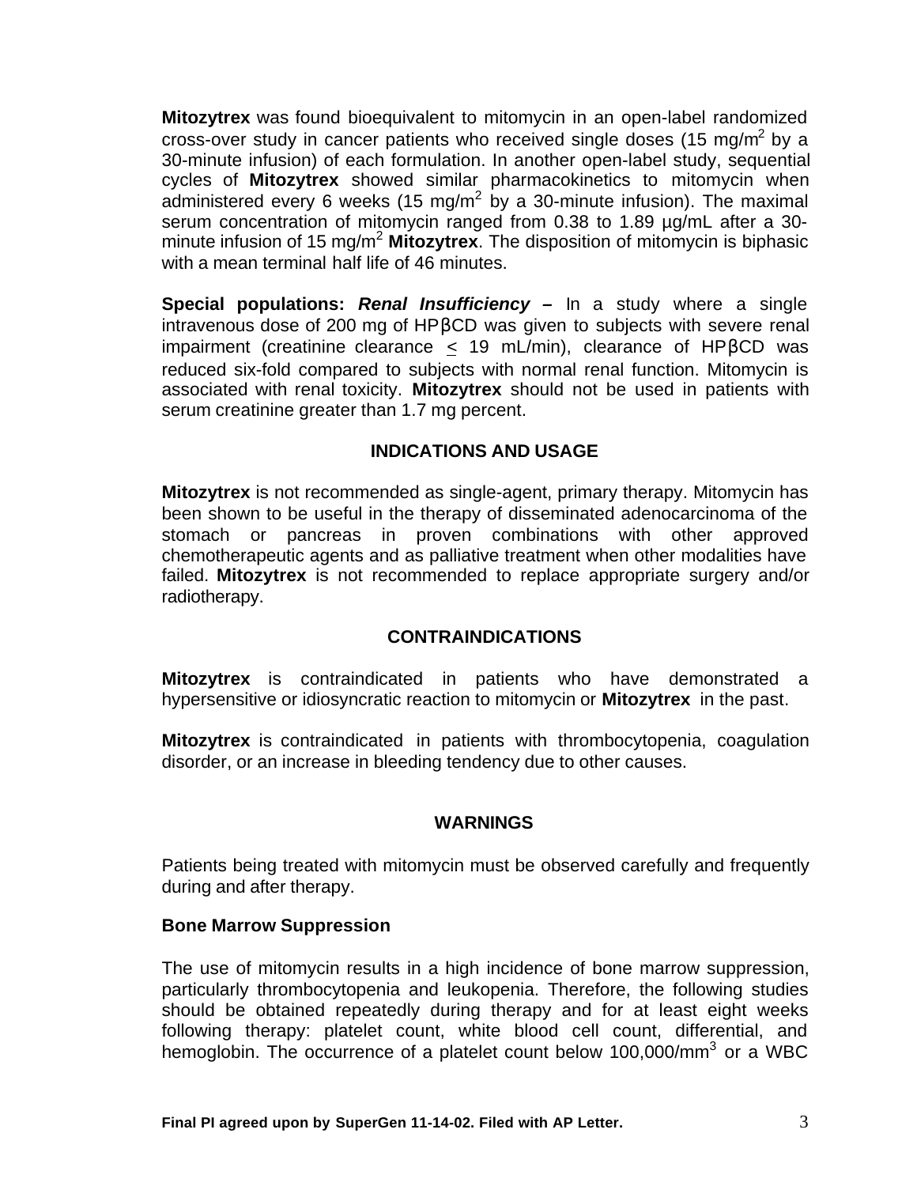**Mitozytrex** was found bioequivalent to mitomycin in an open-label randomized cross-over study in cancer patients who received single doses (15 mg/m$^2$ by a 30-minute infusion) of each formulation. In another open-label study, sequential cycles of **Mitozytrex** showed similar pharmacokinetics to mitomycin when administered every 6 weeks (15 mg/m$^2$ by a 30-minute infusion). The maximal serum concentration of mitomycin ranged from 0.38 to 1.89 µg/mL after a 30-minute infusion of 15 mg/m$^2$ **Mitozytrex**. The disposition of mitomycin is biphasic with a mean terminal half life of 46 minutes.

**Special populations:** ***Renal Insufficiency*** **–** In a study where a single intravenous dose of 200 mg of HPβCD was given to subjects with severe renal impairment (creatinine clearance ≤ 19 mL/min), clearance of HPβCD was reduced six-fold compared to subjects with normal renal function. Mitomycin is associated with renal toxicity. **Mitozytrex** should not be used in patients with serum creatinine greater than 1.7 mg percent.

## INDICATIONS AND USAGE

**Mitozytrex** is not recommended as single-agent, primary therapy. Mitomycin has been shown to be useful in the therapy of disseminated adenocarcinoma of the stomach or pancreas in proven combinations with other approved chemotherapeutic agents and as palliative treatment when other modalities have failed. **Mitozytrex** is not recommended to replace appropriate surgery and/or radiotherapy.

## CONTRAINDICATIONS

**Mitozytrex** is contraindicated in patients who have demonstrated a hypersensitive or idiosyncratic reaction to mitomycin or **Mitozytrex** in the past.

**Mitozytrex** is contraindicated in patients with thrombocytopenia, coagulation disorder, or an increase in bleeding tendency due to other causes.

## WARNINGS

Patients being treated with mitomycin must be observed carefully and frequently during and after therapy.

### Bone Marrow Suppression

The use of mitomycin results in a high incidence of bone marrow suppression, particularly thrombocytopenia and leukopenia. Therefore, the following studies should be obtained repeatedly during therapy and for at least eight weeks following therapy: platelet count, white blood cell count, differential, and hemoglobin. The occurrence of a platelet count below 100,000/mm$^3$ or a WBC

**Final PI agreed upon by SuperGen 11-14-02. Filed with AP Letter.**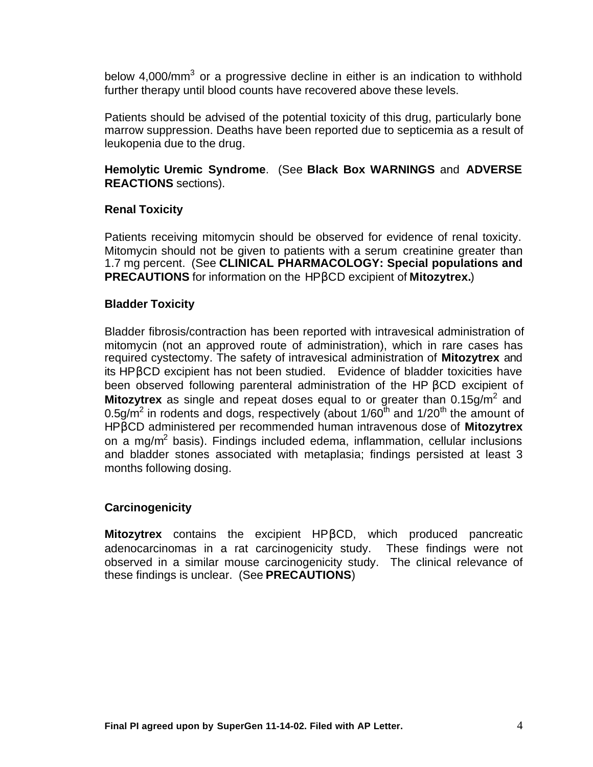below 4,000/mm$^3$ or a progressive decline in either is an indication to withhold further therapy until blood counts have recovered above these levels.

Patients should be advised of the potential toxicity of this drug, particularly bone marrow suppression. Deaths have been reported due to septicemia as a result of leukopenia due to the drug.

**Hemolytic Uremic Syndrome**. (See **Black Box WARNINGS** and **ADVERSE REACTIONS** sections).

**Renal Toxicity**

Patients receiving mitomycin should be observed for evidence of renal toxicity. Mitomycin should not be given to patients with a serum creatinine greater than 1.7 mg percent. (See **CLINICAL PHARMACOLOGY: Special populations and PRECAUTIONS** for information on the HPβCD excipient of **Mitozytrex.**)

**Bladder Toxicity**

Bladder fibrosis/contraction has been reported with intravesical administration of mitomycin (not an approved route of administration), which in rare cases has required cystectomy. The safety of intravesical administration of **Mitozytrex** and its HPβCD excipient has not been studied. Evidence of bladder toxicities have been observed following parenteral administration of the HP βCD excipient of **Mitozytrex** as single and repeat doses equal to or greater than 0.15g/m$^2$ and 0.5g/m$^2$ in rodents and dogs, respectively (about 1/60$^{th}$ and 1/20$^{th}$ the amount of HPβCD administered per recommended human intravenous dose of **Mitozytrex** on a mg/m$^2$ basis). Findings included edema, inflammation, cellular inclusions and bladder stones associated with metaplasia; findings persisted at least 3 months following dosing.

**Carcinogenicity**

**Mitozytrex** contains the excipient HPβCD, which produced pancreatic adenocarcinomas in a rat carcinogenicity study. These findings were not observed in a similar mouse carcinogenicity study. The clinical relevance of these findings is unclear. (See **PRECAUTIONS**)

**Final PI agreed upon by SuperGen 11-14-02. Filed with AP Letter.**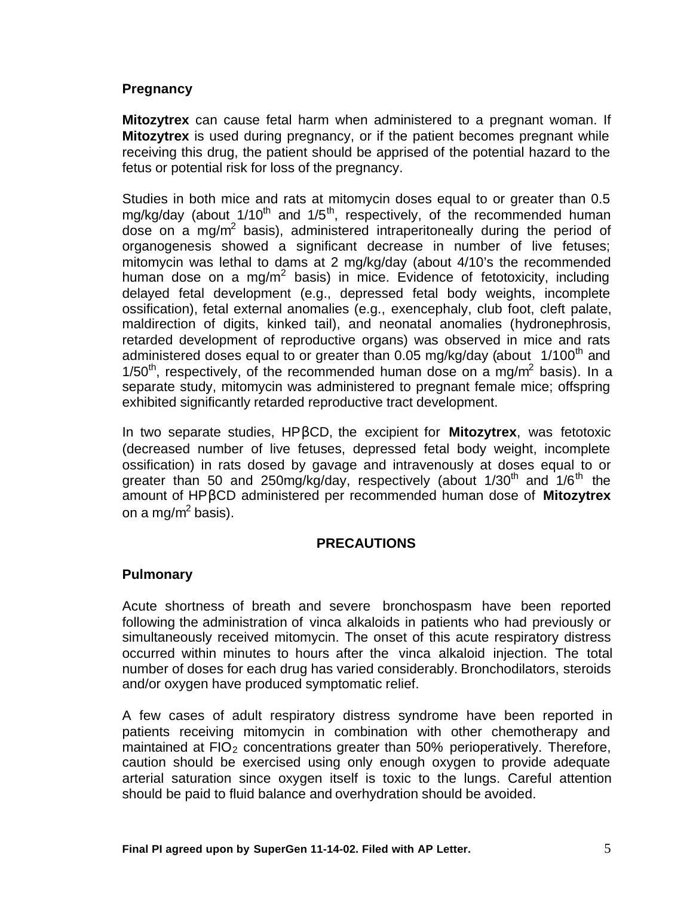### Pregnancy

**Mitozytrex** can cause fetal harm when administered to a pregnant woman. If **Mitozytrex** is used during pregnancy, or if the patient becomes pregnant while receiving this drug, the patient should be apprised of the potential hazard to the fetus or potential risk for loss of the pregnancy.

Studies in both mice and rats at mitomycin doses equal to or greater than 0.5 mg/kg/day (about 1/10$^{th}$ and 1/5$^{th}$, respectively, of the recommended human dose on a mg/m$^2$ basis), administered intraperitoneally during the period of organogenesis showed a significant decrease in number of live fetuses; mitomycin was lethal to dams at 2 mg/kg/day (about 4/10's the recommended human dose on a mg/m$^2$ basis) in mice. Evidence of fetotoxicity, including delayed fetal development (e.g., depressed fetal body weights, incomplete ossification), fetal external anomalies (e.g., exencephaly, club foot, cleft palate, maldirection of digits, kinked tail), and neonatal anomalies (hydronephrosis, retarded development of reproductive organs) was observed in mice and rats administered doses equal to or greater than 0.05 mg/kg/day (about 1/100$^{th}$ and 1/50$^{th}$, respectively, of the recommended human dose on a mg/m$^2$ basis). In a separate study, mitomycin was administered to pregnant female mice; offspring exhibited significantly retarded reproductive tract development.

In two separate studies, HPβCD, the excipient for **Mitozytrex**, was fetotoxic (decreased number of live fetuses, depressed fetal body weight, incomplete ossification) in rats dosed by gavage and intravenously at doses equal to or greater than 50 and 250mg/kg/day, respectively (about 1/30$^{th}$ and 1/6$^{th}$ the amount of HPβCD administered per recommended human dose of **Mitozytrex** on a mg/m$^2$ basis).

## PRECAUTIONS

### Pulmonary

Acute shortness of breath and severe bronchospasm have been reported following the administration of vinca alkaloids in patients who had previously or simultaneously received mitomycin. The onset of this acute respiratory distress occurred within minutes to hours after the vinca alkaloid injection. The total number of doses for each drug has varied considerably. Bronchodilators, steroids and/or oxygen have produced symptomatic relief.

A few cases of adult respiratory distress syndrome have been reported in patients receiving mitomycin in combination with other chemotherapy and maintained at $FIO_2$ concentrations greater than 50% perioperatively. Therefore, caution should be exercised using only enough oxygen to provide adequate arterial saturation since oxygen itself is toxic to the lungs. Careful attention should be paid to fluid balance and overhydration should be avoided.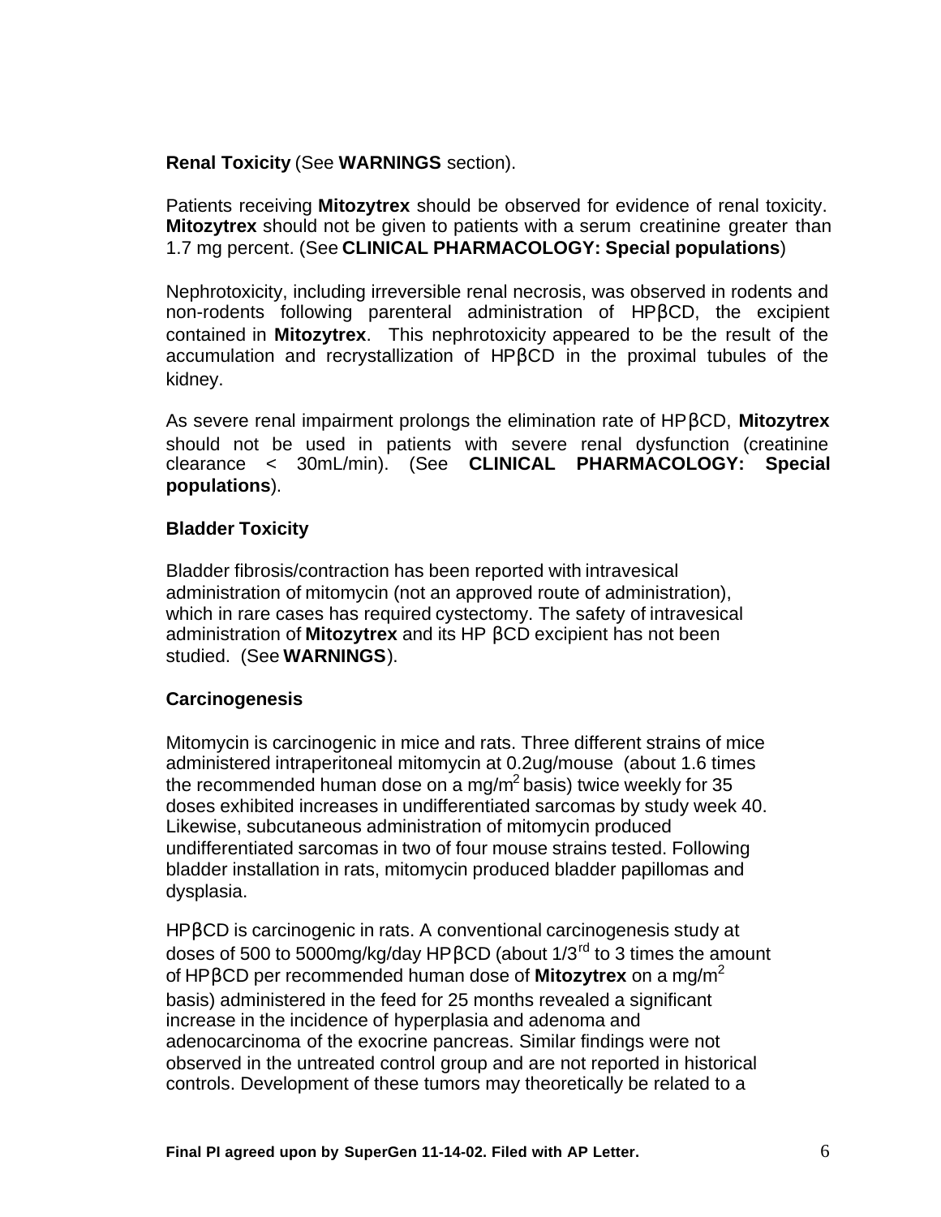**Renal Toxicity** (See **WARNINGS** section).

Patients receiving **Mitozytrex** should be observed for evidence of renal toxicity. **Mitozytrex** should not be given to patients with a serum creatinine greater than 1.7 mg percent. (See **CLINICAL PHARMACOLOGY: Special populations**)

Nephrotoxicity, including irreversible renal necrosis, was observed in rodents and non-rodents following parenteral administration of HPβCD, the excipient contained in **Mitozytrex**. This nephrotoxicity appeared to be the result of the accumulation and recrystallization of HPβCD in the proximal tubules of the kidney.

As severe renal impairment prolongs the elimination rate of HPβCD, **Mitozytrex** should not be used in patients with severe renal dysfunction (creatinine clearance < 30mL/min). (See **CLINICAL PHARMACOLOGY: Special populations**).

**Bladder Toxicity**

Bladder fibrosis/contraction has been reported with intravesical administration of mitomycin (not an approved route of administration), which in rare cases has required cystectomy. The safety of intravesical administration of **Mitozytrex** and its HP βCD excipient has not been studied. (See **WARNINGS**).

**Carcinogenesis**

Mitomycin is carcinogenic in mice and rats. Three different strains of mice administered intraperitoneal mitomycin at 0.2ug/mouse (about 1.6 times the recommended human dose on a $mg/m^2$ basis) twice weekly for 35 doses exhibited increases in undifferentiated sarcomas by study week 40. Likewise, subcutaneous administration of mitomycin produced undifferentiated sarcomas in two of four mouse strains tested. Following bladder installation in rats, mitomycin produced bladder papillomas and dysplasia.

HPβCD is carcinogenic in rats. A conventional carcinogenesis study at doses of 500 to 5000mg/kg/day HPβCD (about 1/3rd to 3 times the amount of HPβCD per recommended human dose of **Mitozytrex** on a $mg/m^2$ basis) administered in the feed for 25 months revealed a significant increase in the incidence of hyperplasia and adenoma and adenocarcinoma of the exocrine pancreas. Similar findings were not observed in the untreated control group and are not reported in historical controls. Development of these tumors may theoretically be related to a

**Final PI agreed upon by SuperGen 11-14-02. Filed with AP Letter.**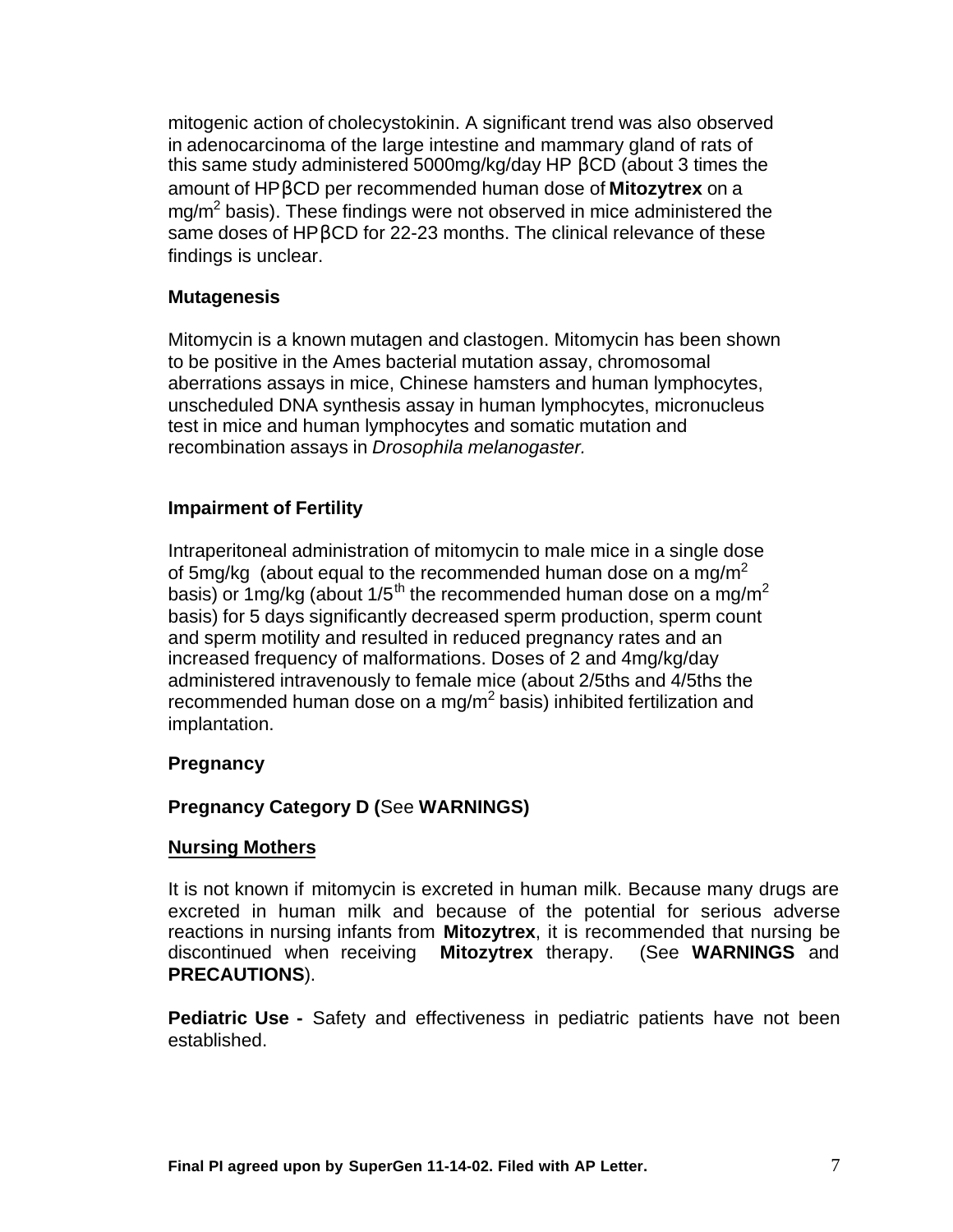mitogenic action of cholecystokinin. A significant trend was also observed in adenocarcinoma of the large intestine and mammary gland of rats of this same study administered 5000mg/kg/day HP βCD (about 3 times the amount of HPβCD per recommended human dose of **Mitozytrex** on a $mg/m^2$ basis). These findings were not observed in mice administered the same doses of HPβCD for 22-23 months. The clinical relevance of these findings is unclear.

**Mutagenesis**

Mitomycin is a known mutagen and clastogen. Mitomycin has been shown to be positive in the Ames bacterial mutation assay, chromosomal aberrations assays in mice, Chinese hamsters and human lymphocytes, unscheduled DNA synthesis assay in human lymphocytes, micronucleus test in mice and human lymphocytes and somatic mutation and recombination assays in *Drosophila melanogaster.*

**Impairment of Fertility**

Intraperitoneal administration of mitomycin to male mice in a single dose of 5mg/kg (about equal to the recommended human dose on a $mg/m^2$ basis) or 1mg/kg (about 1/5$^{th}$ the recommended human dose on a $mg/m^2$ basis) for 5 days significantly decreased sperm production, sperm count and sperm motility and resulted in reduced pregnancy rates and an increased frequency of malformations. Doses of 2 and 4mg/kg/day administered intravenously to female mice (about 2/5ths and 4/5ths the recommended human dose on a $mg/m^2$ basis) inhibited fertilization and implantation.

**Pregnancy**

**Pregnancy Category D (**See **WARNINGS)**

**Nursing Mothers**

It is not known if mitomycin is excreted in human milk. Because many drugs are excreted in human milk and because of the potential for serious adverse reactions in nursing infants from **Mitozytrex**, it is recommended that nursing be discontinued when receiving **Mitozytrex** therapy. (See **WARNINGS** and **PRECAUTIONS**).

**Pediatric Use -** Safety and effectiveness in pediatric patients have not been established.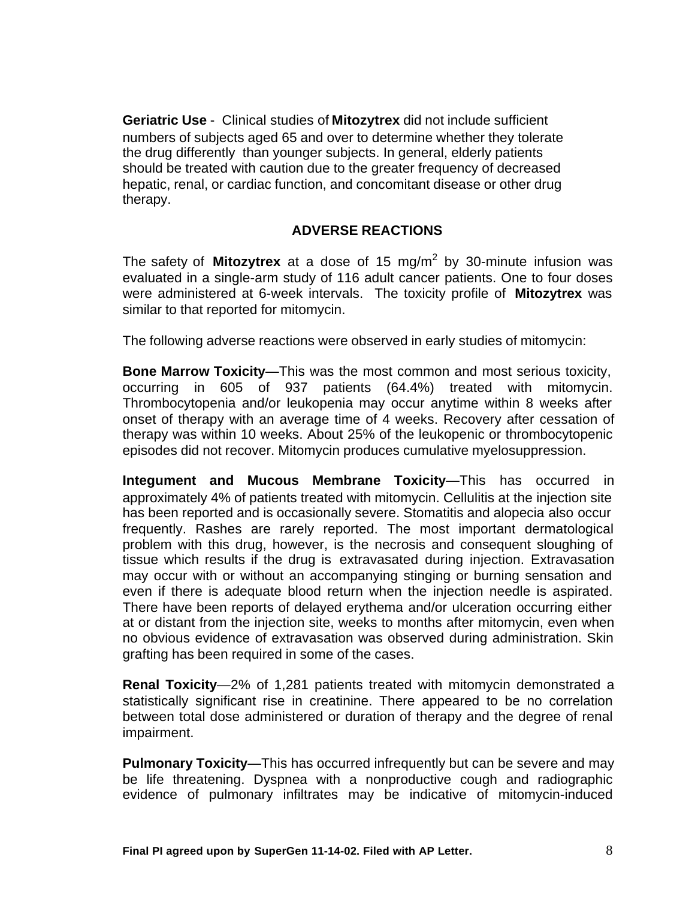**Geriatric Use** - Clinical studies of **Mitozytrex** did not include sufficient numbers of subjects aged 65 and over to determine whether they tolerate the drug differently than younger subjects. In general, elderly patients should be treated with caution due to the greater frequency of decreased hepatic, renal, or cardiac function, and concomitant disease or other drug therapy.

## ADVERSE REACTIONS

The safety of **Mitozytrex** at a dose of 15 mg/m$^2$ by 30-minute infusion was evaluated in a single-arm study of 116 adult cancer patients. One to four doses were administered at 6-week intervals. The toxicity profile of **Mitozytrex** was similar to that reported for mitomycin.

The following adverse reactions were observed in early studies of mitomycin:

**Bone Marrow Toxicity**—This was the most common and most serious toxicity, occurring in 605 of 937 patients (64.4%) treated with mitomycin. Thrombocytopenia and/or leukopenia may occur anytime within 8 weeks after onset of therapy with an average time of 4 weeks. Recovery after cessation of therapy was within 10 weeks. About 25% of the leukopenic or thrombocytopenic episodes did not recover. Mitomycin produces cumulative myelosuppression.

**Integument and Mucous Membrane Toxicity**—This has occurred in approximately 4% of patients treated with mitomycin. Cellulitis at the injection site has been reported and is occasionally severe. Stomatitis and alopecia also occur frequently. Rashes are rarely reported. The most important dermatological problem with this drug, however, is the necrosis and consequent sloughing of tissue which results if the drug is extravasated during injection. Extravasation may occur with or without an accompanying stinging or burning sensation and even if there is adequate blood return when the injection needle is aspirated. There have been reports of delayed erythema and/or ulceration occurring either at or distant from the injection site, weeks to months after mitomycin, even when no obvious evidence of extravasation was observed during administration. Skin grafting has been required in some of the cases.

**Renal Toxicity**—2% of 1,281 patients treated with mitomycin demonstrated a statistically significant rise in creatinine. There appeared to be no correlation between total dose administered or duration of therapy and the degree of renal impairment.

**Pulmonary Toxicity**—This has occurred infrequently but can be severe and may be life threatening. Dyspnea with a nonproductive cough and radiographic evidence of pulmonary infiltrates may be indicative of mitomycin-induced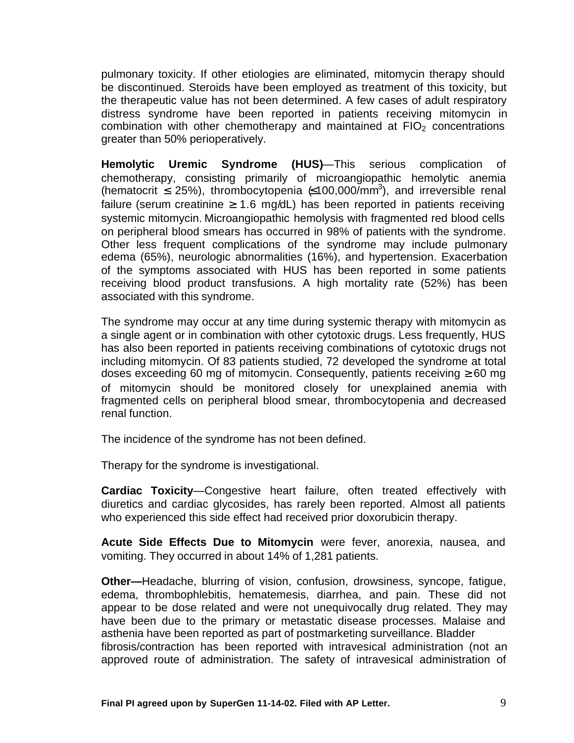pulmonary toxicity. If other etiologies are eliminated, mitomycin therapy should be discontinued. Steroids have been employed as treatment of this toxicity, but the therapeutic value has not been determined. A few cases of adult respiratory distress syndrome have been reported in patients receiving mitomycin in combination with other chemotherapy and maintained at $FIO_2$ concentrations greater than 50% perioperatively.

**Hemolytic Uremic Syndrome (HUS)**—This serious complication of chemotherapy, consisting primarily of microangiopathic hemolytic anemia (hematocrit $\leq$ 25%), thrombocytopenia ($\leq$100,000/mm$^3$), and irreversible renal failure (serum creatinine $\geq$ 1.6 mg/dL) has been reported in patients receiving systemic mitomycin. Microangiopathic hemolysis with fragmented red blood cells on peripheral blood smears has occurred in 98% of patients with the syndrome. Other less frequent complications of the syndrome may include pulmonary edema (65%), neurologic abnormalities (16%), and hypertension. Exacerbation of the symptoms associated with HUS has been reported in some patients receiving blood product transfusions. A high mortality rate (52%) has been associated with this syndrome.

The syndrome may occur at any time during systemic therapy with mitomycin as a single agent or in combination with other cytotoxic drugs. Less frequently, HUS has also been reported in patients receiving combinations of cytotoxic drugs not including mitomycin. Of 83 patients studied, 72 developed the syndrome at total doses exceeding 60 mg of mitomycin. Consequently, patients receiving $\geq$ 60 mg of mitomycin should be monitored closely for unexplained anemia with fragmented cells on peripheral blood smear, thrombocytopenia and decreased renal function.

The incidence of the syndrome has not been defined.

Therapy for the syndrome is investigational.

**Cardiac Toxicity**—Congestive heart failure, often treated effectively with diuretics and cardiac glycosides, has rarely been reported. Almost all patients who experienced this side effect had received prior doxorubicin therapy.

**Acute Side Effects Due to Mitomycin** were fever, anorexia, nausea, and vomiting. They occurred in about 14% of 1,281 patients.

**Other—**Headache, blurring of vision, confusion, drowsiness, syncope, fatigue, edema, thrombophlebitis, hematemesis, diarrhea, and pain. These did not appear to be dose related and were not unequivocally drug related. They may have been due to the primary or metastatic disease processes. Malaise and asthenia have been reported as part of postmarketing surveillance. Bladder fibrosis/contraction has been reported with intravesical administration (not an approved route of administration. The safety of intravesical administration of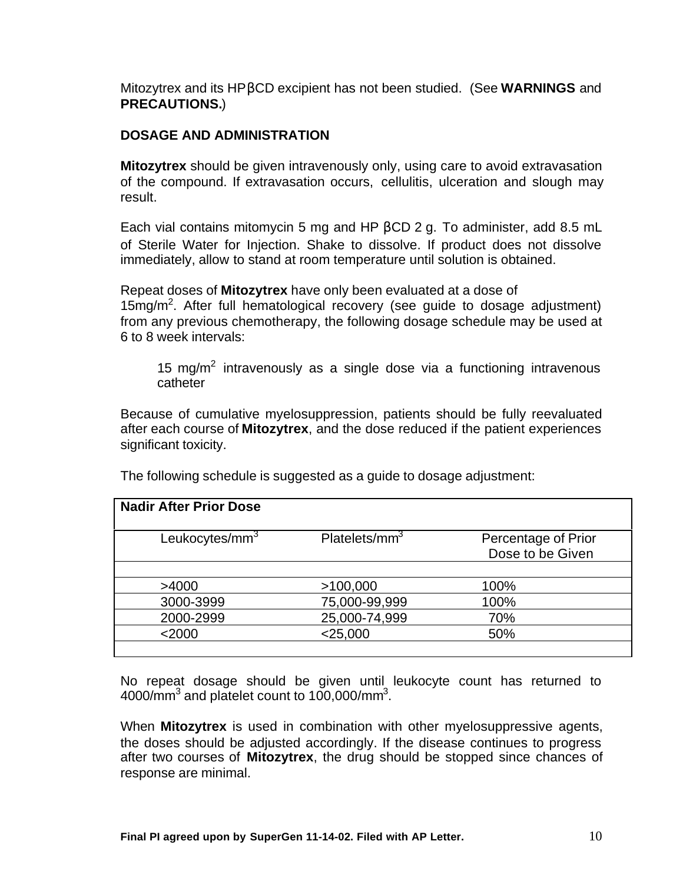Mitozytrex and its HPβCD excipient has not been studied. (See **WARNINGS** and **PRECAUTIONS.**)

## DOSAGE AND ADMINISTRATION

**Mitozytrex** should be given intravenously only, using care to avoid extravasation of the compound. If extravasation occurs, cellulitis, ulceration and slough may result.

Each vial contains mitomycin 5 mg and HP βCD 2 g. To administer, add 8.5 mL of Sterile Water for Injection. Shake to dissolve. If product does not dissolve immediately, allow to stand at room temperature until solution is obtained.

Repeat doses of **Mitozytrex** have only been evaluated at a dose of 15mg/m$^2$. After full hematological recovery (see guide to dosage adjustment) from any previous chemotherapy, the following dosage schedule may be used at 6 to 8 week intervals:

> 15 mg/m$^2$ intravenously as a single dose via a functioning intravenous catheter

Because of cumulative myelosuppression, patients should be fully reevaluated after each course of **Mitozytrex**, and the dose reduced if the patient experiences significant toxicity.

The following schedule is suggested as a guide to dosage adjustment:

| **Nadir After Prior Dose** | | |
|---|---|---|
| Leukocytes/mm$^3$ | Platelets/mm$^3$ | Percentage of Prior Dose to be Given |
| >4000 | >100,000 | 100% |
| 3000-3999 | 75,000-99,999 | 100% |
| 2000-2999 | 25,000-74,999 | 70% |
| <2000 | <25,000 | 50% |

No repeat dosage should be given until leukocyte count has returned to 4000/mm$^3$ and platelet count to 100,000/mm$^3$.

When **Mitozytrex** is used in combination with other myelosuppressive agents, the doses should be adjusted accordingly. If the disease continues to progress after two courses of **Mitozytrex**, the drug should be stopped since chances of response are minimal.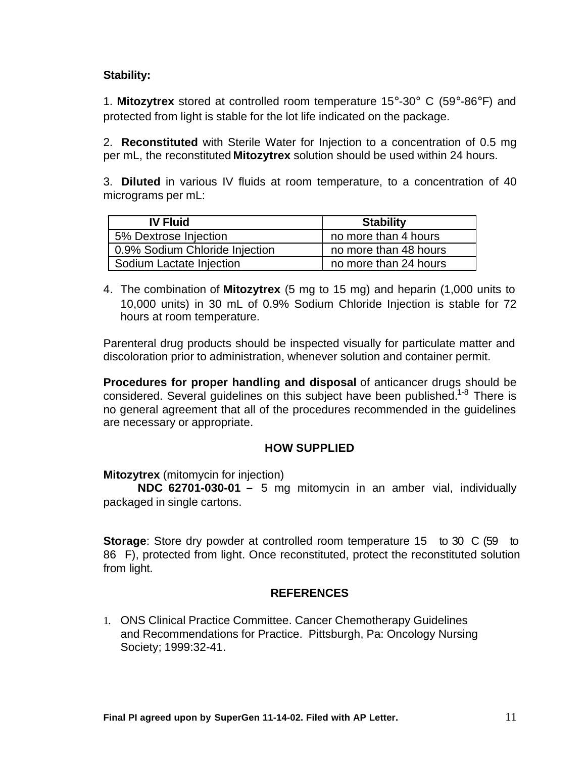**Stability:**

1. **Mitozytrex** stored at controlled room temperature 15°-30° C (59°-86°F) and protected from light is stable for the lot life indicated on the package.

2. **Reconstituted** with Sterile Water for Injection to a concentration of 0.5 mg per mL, the reconstituted **Mitozytrex** solution should be used within 24 hours.

3. **Diluted** in various IV fluids at room temperature, to a concentration of 40 micrograms per mL:

| IV Fluid | Stability |
|---|---|
| 5% Dextrose Injection | no more than 4 hours |
| 0.9% Sodium Chloride Injection | no more than 48 hours |
| Sodium Lactate Injection | no more than 24 hours |

4. The combination of **Mitozytrex** (5 mg to 15 mg) and heparin (1,000 units to 10,000 units) in 30 mL of 0.9% Sodium Chloride Injection is stable for 72 hours at room temperature.

Parenteral drug products should be inspected visually for particulate matter and discoloration prior to administration, whenever solution and container permit.

**Procedures for proper handling and disposal** of anticancer drugs should be considered. Several guidelines on this subject have been published.[1-8] There is no general agreement that all of the procedures recommended in the guidelines are necessary or appropriate.

## HOW SUPPLIED

**Mitozytrex** (mitomycin for injection)

**NDC 62701-030-01 –** 5 mg mitomycin in an amber vial, individually packaged in single cartons.

**Storage**: Store dry powder at controlled room temperature 15 to 30 C (59 to 86 F), protected from light. Once reconstituted, protect the reconstituted solution from light.

## REFERENCES

1. ONS Clinical Practice Committee. Cancer Chemotherapy Guidelines and Recommendations for Practice. Pittsburgh, Pa: Oncology Nursing Society; 1999:32-41.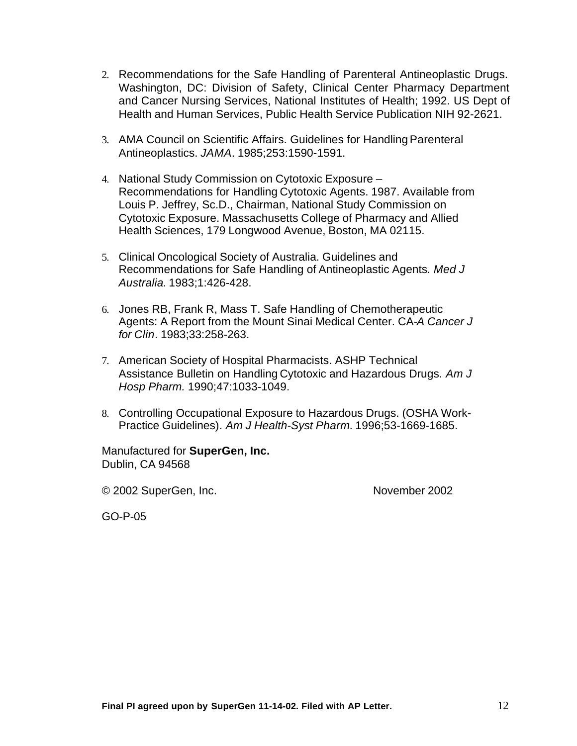2. Recommendations for the Safe Handling of Parenteral Antineoplastic Drugs. Washington, DC: Division of Safety, Clinical Center Pharmacy Department and Cancer Nursing Services, National Institutes of Health; 1992. US Dept of Health and Human Services, Public Health Service Publication NIH 92-2621.

3. AMA Council on Scientific Affairs. Guidelines for Handling Parenteral Antineoplastics. *JAMA*. 1985;253:1590-1591.

4. National Study Commission on Cytotoxic Exposure – Recommendations for Handling Cytotoxic Agents. 1987. Available from Louis P. Jeffrey, Sc.D., Chairman, National Study Commission on Cytotoxic Exposure. Massachusetts College of Pharmacy and Allied Health Sciences, 179 Longwood Avenue, Boston, MA 02115.

5. Clinical Oncological Society of Australia. Guidelines and Recommendations for Safe Handling of Antineoplastic Agents*. Med J Australia.* 1983;1:426-428.

6. Jones RB, Frank R, Mass T. Safe Handling of Chemotherapeutic Agents: A Report from the Mount Sinai Medical Center. CA-*A Cancer J for Clin*. 1983;33:258-263.

7. American Society of Hospital Pharmacists. ASHP Technical Assistance Bulletin on Handling Cytotoxic and Hazardous Drugs. *Am J Hosp Pharm.* 1990;47:1033-1049.

8. Controlling Occupational Exposure to Hazardous Drugs. (OSHA Work-Practice Guidelines)*. Am J Health-Syst Pharm.* 1996;53-1669-1685.

Manufactured for **SuperGen, Inc.**
Dublin, CA 94568

© 2002 SuperGen, Inc. November 2002

GO-P-05

**Final PI agreed upon by SuperGen 11-14-02. Filed with AP Letter.**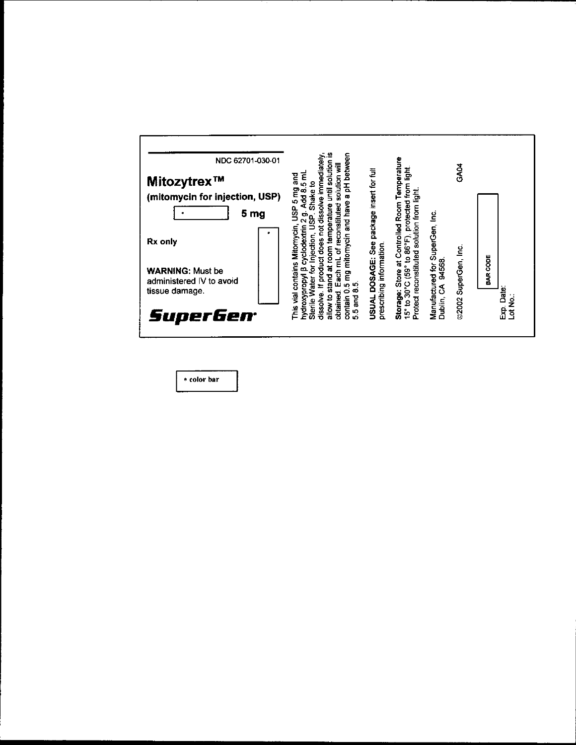NDC 62701-030-01

# Mitozytrex™

**(mitomycin for injection, USP)**

* **5 mg**

**Rx only**

**WARNING:** Must be administered IV to avoid tissue damage.

**SuperGen**

This vial contains Mitomycin, USP 5 mg and hydroxypropyl β cyclodextrin 2 g. Add 8.5 mL Sterile Water for Injection, USP. Shake to dissolve. If product does not dissolve immediately, allow to stand at room temperature until solution is obtained. Each mL of reconstituted solution will contain 0.5 mg mitomycin and have a pH between 5.5 and 8.5.

**USUAL DOSAGE:** See package insert for full prescribing information.

**Storage:** Store at Controlled Room Temperature 15° to 30°C (59° to 86°F), protected from light. Protect reconstituted solution from light.

Manufactured for SuperGen, Inc.
Dublin, CA 94568.

©2002 SuperGen, Inc.

GA04

BAR CODE

Exp. Date:
Lot No.:

* color bar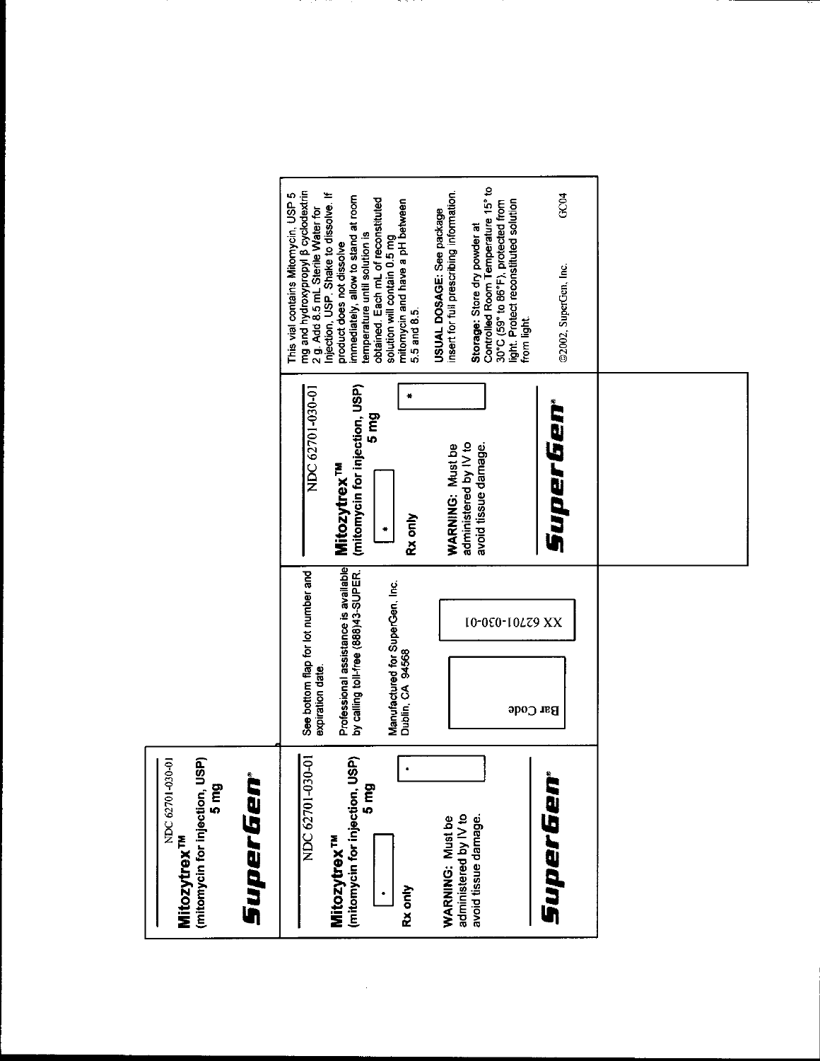NDC 62701-030-01

**Mitozytrex™**
**(mitomycin for injection, USP)**
**5 mg**

**SuperGen®**

NDC 62701-030-01

**Mitozytrex™**
**(mitomycin for injection, USP)**
**5 mg**

Rx only

**WARNING:** Must be administered by IV to avoid tissue damage.

**SuperGen®**

See bottom flap for lot number and expiration date.

Professional assistance is available by calling toll-free (888)43-SUPER.

Manufactured for SuperGen, Inc.
Dublin, CA 94568

Bar Code

XX 62701-030-01

NDC 62701-030-01

**Mitozytrex™**
**(mitomycin for injection, USP)**
**5 mg**

Rx only

**WARNING:** Must be administered by IV to avoid tissue damage.

**SuperGen®**

This vial contains Mitomycin, USP 5 mg and hydroxypropyl β cyclodextrin 2 g. Add 8.5 mL Sterile Water for Injection, USP. Shake to dissolve. If product does not dissolve immediately, allow to stand at room temperature until solution is obtained. Each mL of reconstituted solution will contain 0.5 mg mitomycin and have a pH between 5.5 and 8.5.

**USUAL DOSAGE:** See package insert for full prescribing information.

**Storage:** Store dry powder at Controlled Room Temperature 15° to 30°C (59° to 86°F), protected from light. Protect reconstituted solution from light.

©2002, SuperGen, Inc.

GC04